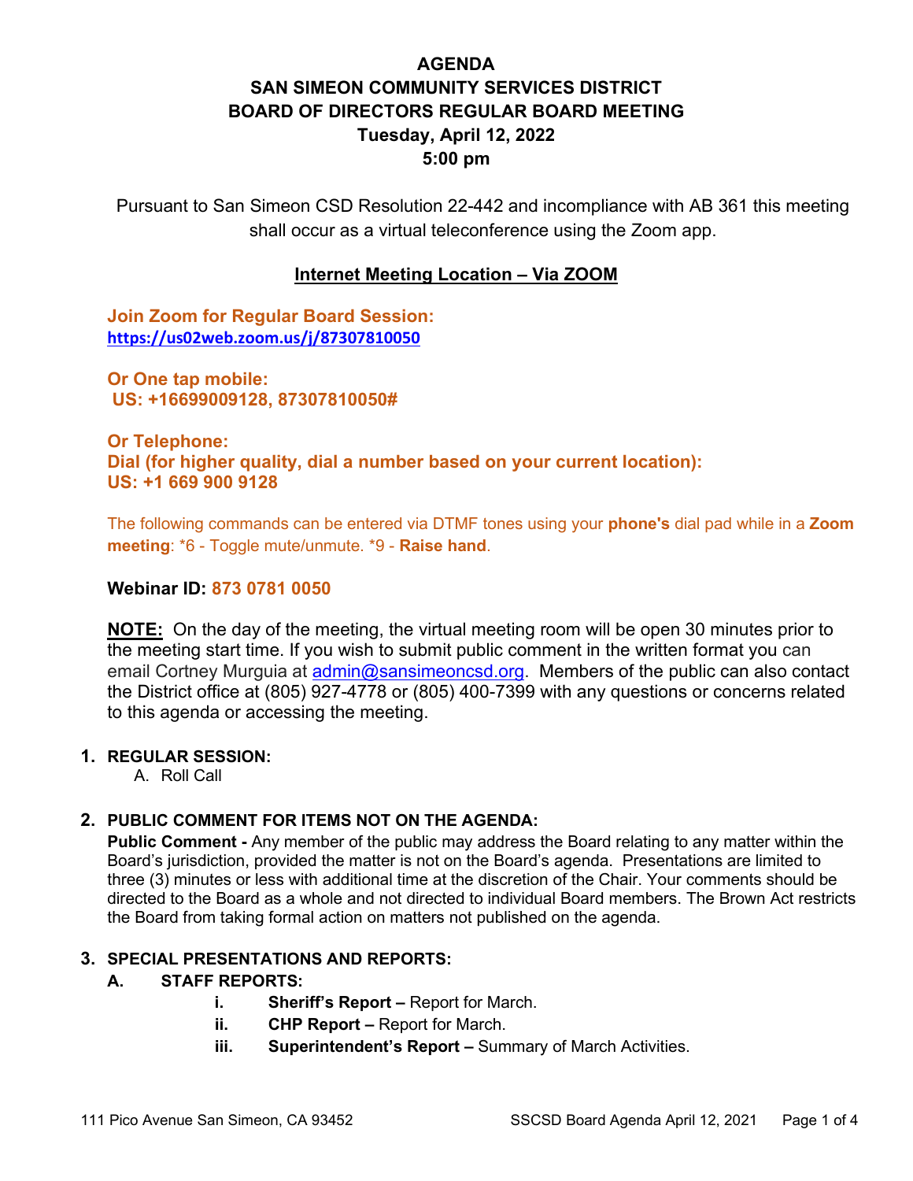# AGENDA
# SAN SIMEON COMMUNITY SERVICES DISTRICT
# BOARD OF DIRECTORS REGULAR BOARD MEETING
# Tuesday, April 12, 2022
# 5:00 pm

Pursuant to San Simeon CSD Resolution 22-442 and incompliance with AB 361 this meeting shall occur as a virtual teleconference using the Zoom app.

## Internet Meeting Location – Via ZOOM

**Join Zoom for Regular Board Session:**
**https://us02web.zoom.us/j/87307810050**

**Or One tap mobile:**
**US: +16699009128, 87307810050#**

**Or Telephone:**
**Dial (for higher quality, dial a number based on your current location):**
**US: +1 669 900 9128**

The following commands can be entered via DTMF tones using your **phone's** dial pad while in a **Zoom meeting**: *6 - Toggle mute/unmute. *9 - **Raise hand**.

**Webinar ID: 873 0781 0050**

**NOTE:** On the day of the meeting, the virtual meeting room will be open 30 minutes prior to the meeting start time. If you wish to submit public comment in the written format you can email Cortney Murguia at admin@sansimeoncsd.org. Members of the public can also contact the District office at (805) 927-4778 or (805) 400-7399 with any questions or concerns related to this agenda or accessing the meeting.

1. **REGULAR SESSION:**
   A. Roll Call

2. **PUBLIC COMMENT FOR ITEMS NOT ON THE AGENDA:**
   **Public Comment -** Any member of the public may address the Board relating to any matter within the Board's jurisdiction, provided the matter is not on the Board's agenda. Presentations are limited to three (3) minutes or less with additional time at the discretion of the Chair. Your comments should be directed to the Board as a whole and not directed to individual Board members. The Brown Act restricts the Board from taking formal action on matters not published on the agenda.

3. **SPECIAL PRESENTATIONS AND REPORTS:**
   **A. STAFF REPORTS:**
      i. **Sheriff's Report –** Report for March.
      ii. **CHP Report –** Report for March.
      iii. **Superintendent's Report –** Summary of March Activities.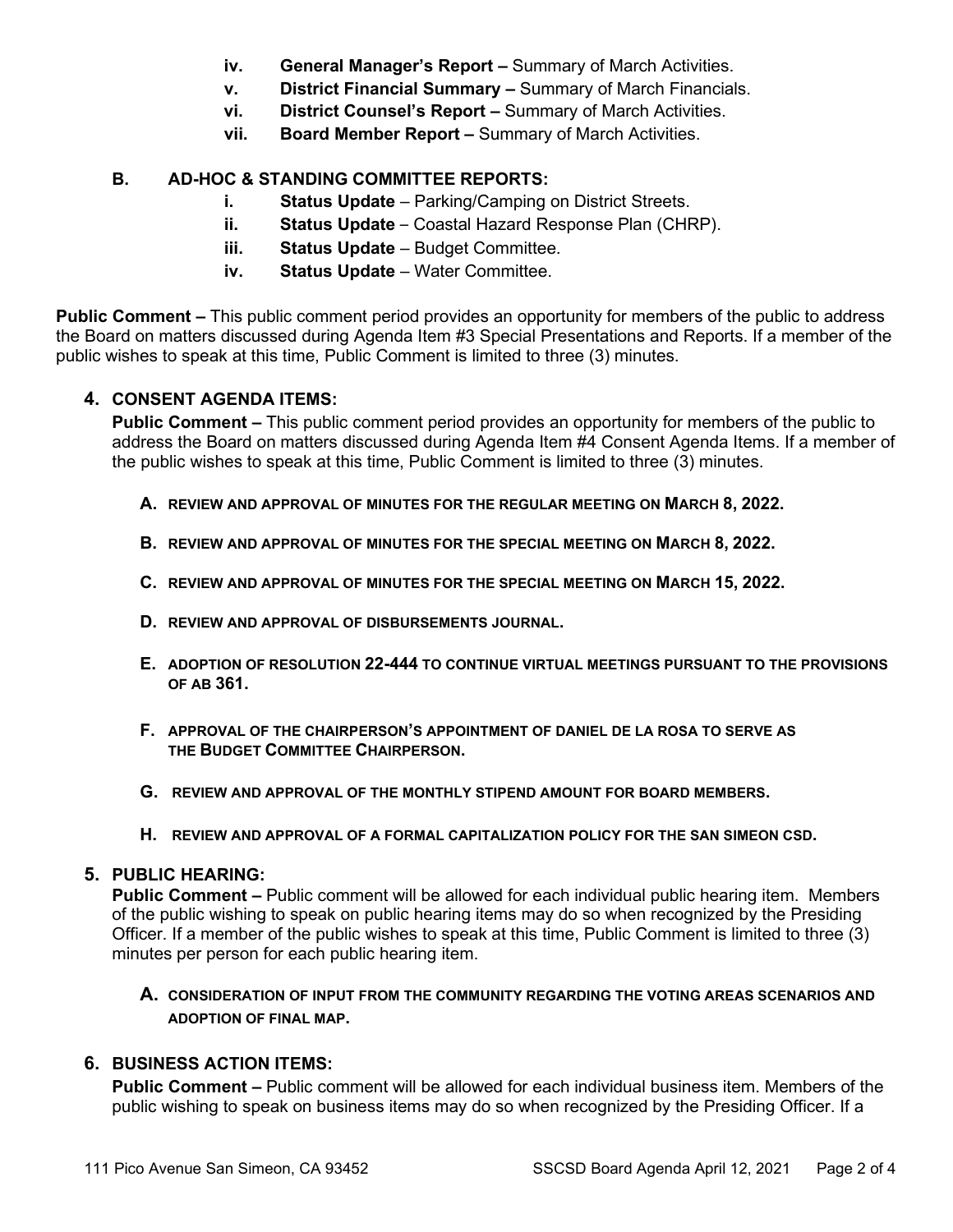- iv. **General Manager's Report –** Summary of March Activities.
- v. **District Financial Summary –** Summary of March Financials.
- vi. **District Counsel's Report –** Summary of March Activities.
- vii. **Board Member Report –** Summary of March Activities.

**B. AD-HOC & STANDING COMMITTEE REPORTS:**

- i. **Status Update** – Parking/Camping on District Streets.
- ii. **Status Update** – Coastal Hazard Response Plan (CHRP).
- iii. **Status Update** – Budget Committee.
- iv. **Status Update** – Water Committee.

**Public Comment –** This public comment period provides an opportunity for members of the public to address the Board on matters discussed during Agenda Item #3 Special Presentations and Reports. If a member of the public wishes to speak at this time, Public Comment is limited to three (3) minutes.

## 4. CONSENT AGENDA ITEMS:

**Public Comment –** This public comment period provides an opportunity for members of the public to address the Board on matters discussed during Agenda Item #4 Consent Agenda Items. If a member of the public wishes to speak at this time, Public Comment is limited to three (3) minutes.

**A. REVIEW AND APPROVAL OF MINUTES FOR THE REGULAR MEETING ON MARCH 8, 2022.**

**B. REVIEW AND APPROVAL OF MINUTES FOR THE SPECIAL MEETING ON MARCH 8, 2022.**

**C. REVIEW AND APPROVAL OF MINUTES FOR THE SPECIAL MEETING ON MARCH 15, 2022.**

**D. REVIEW AND APPROVAL OF DISBURSEMENTS JOURNAL.**

**E. ADOPTION OF RESOLUTION 22-444 TO CONTINUE VIRTUAL MEETINGS PURSUANT TO THE PROVISIONS OF AB 361.**

**F. APPROVAL OF THE CHAIRPERSON'S APPOINTMENT OF DANIEL DE LA ROSA TO SERVE AS THE BUDGET COMMITTEE CHAIRPERSON.**

**G. REVIEW AND APPROVAL OF THE MONTHLY STIPEND AMOUNT FOR BOARD MEMBERS.**

**H. REVIEW AND APPROVAL OF A FORMAL CAPITALIZATION POLICY FOR THE SAN SIMEON CSD.**

## 5. PUBLIC HEARING:

**Public Comment –** Public comment will be allowed for each individual public hearing item. Members of the public wishing to speak on public hearing items may do so when recognized by the Presiding Officer. If a member of the public wishes to speak at this time, Public Comment is limited to three (3) minutes per person for each public hearing item.

**A. CONSIDERATION OF INPUT FROM THE COMMUNITY REGARDING THE VOTING AREAS SCENARIOS AND ADOPTION OF FINAL MAP.**

## 6. BUSINESS ACTION ITEMS:

**Public Comment –** Public comment will be allowed for each individual business item. Members of the public wishing to speak on business items may do so when recognized by the Presiding Officer. If a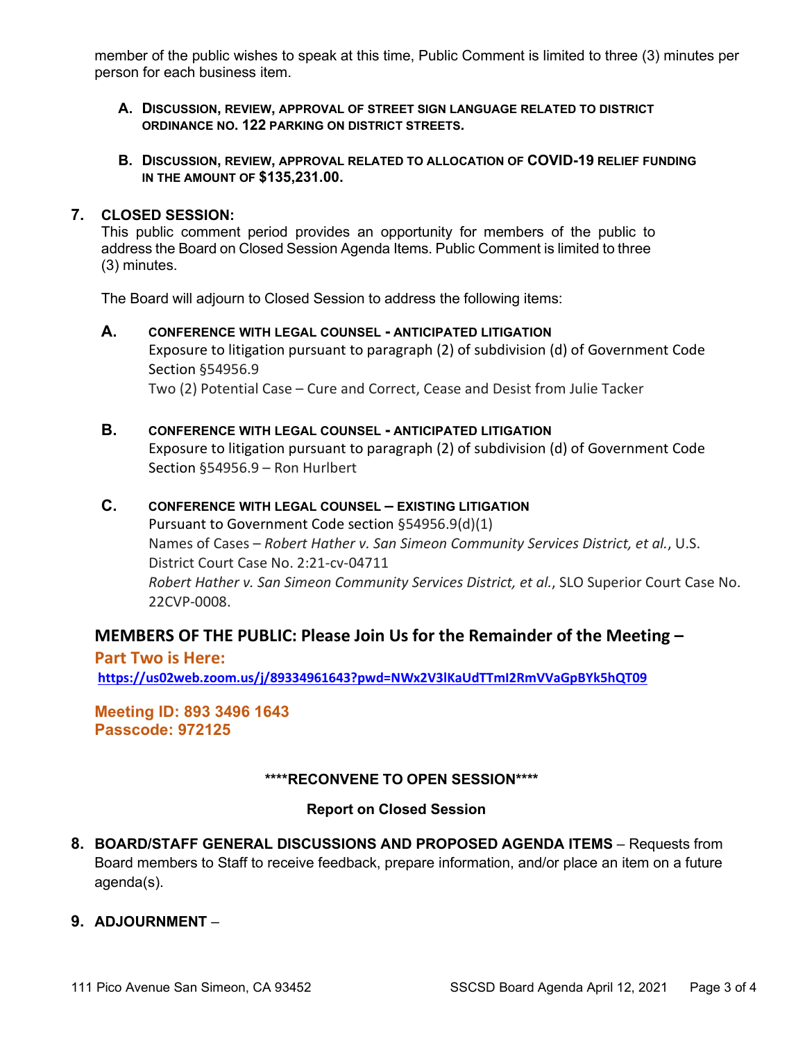member of the public wishes to speak at this time, Public Comment is limited to three (3) minutes per person for each business item.

**A. DISCUSSION, REVIEW, APPROVAL OF STREET SIGN LANGUAGE RELATED TO DISTRICT ORDINANCE NO. 122 PARKING ON DISTRICT STREETS.**

**B. DISCUSSION, REVIEW, APPROVAL RELATED TO ALLOCATION OF COVID-19 RELIEF FUNDING IN THE AMOUNT OF $135,231.00.**

## 7. CLOSED SESSION:

This public comment period provides an opportunity for members of the public to address the Board on Closed Session Agenda Items. Public Comment is limited to three (3) minutes.

The Board will adjourn to Closed Session to address the following items:

**A. CONFERENCE WITH LEGAL COUNSEL - ANTICIPATED LITIGATION**
Exposure to litigation pursuant to paragraph (2) of subdivision (d) of Government Code Section §54956.9
Two (2) Potential Case – Cure and Correct, Cease and Desist from Julie Tacker

**B. CONFERENCE WITH LEGAL COUNSEL - ANTICIPATED LITIGATION**
Exposure to litigation pursuant to paragraph (2) of subdivision (d) of Government Code Section §54956.9 – Ron Hurlbert

**C. CONFERENCE WITH LEGAL COUNSEL – EXISTING LITIGATION**
Pursuant to Government Code section §54956.9(d)(1)
Names of Cases – *Robert Hather v. San Simeon Community Services District, et al.*, U.S. District Court Case No. 2:21-cv-04711
*Robert Hather v. San Simeon Community Services District, et al.*, SLO Superior Court Case No. 22CVP-0008.

## MEMBERS OF THE PUBLIC: Please Join Us for the Remainder of the Meeting – Part Two is Here:

https://us02web.zoom.us/j/89334961643?pwd=NWx2V3lKaUdTTmI2RmVVaGpBYk5hQT09

**Meeting ID: 893 3496 1643**
**Passcode: 972125**

**\*\*\*\*RECONVENE TO OPEN SESSION\*\*\*\***

**Report on Closed Session**

**8. BOARD/STAFF GENERAL DISCUSSIONS AND PROPOSED AGENDA ITEMS** – Requests from Board members to Staff to receive feedback, prepare information, and/or place an item on a future agenda(s).

**9. ADJOURNMENT** –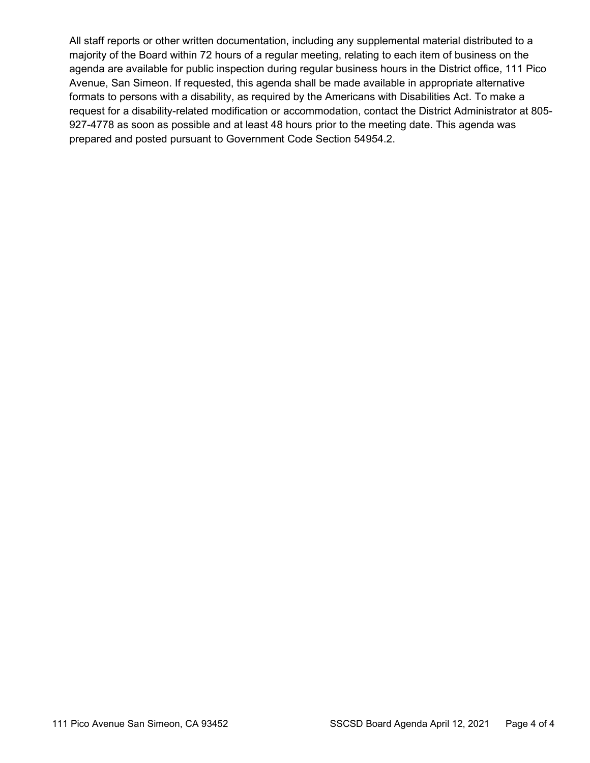All staff reports or other written documentation, including any supplemental material distributed to a majority of the Board within 72 hours of a regular meeting, relating to each item of business on the agenda are available for public inspection during regular business hours in the District office, 111 Pico Avenue, San Simeon. If requested, this agenda shall be made available in appropriate alternative formats to persons with a disability, as required by the Americans with Disabilities Act. To make a request for a disability-related modification or accommodation, contact the District Administrator at 805-927-4778 as soon as possible and at least 48 hours prior to the meeting date. This agenda was prepared and posted pursuant to Government Code Section 54954.2.